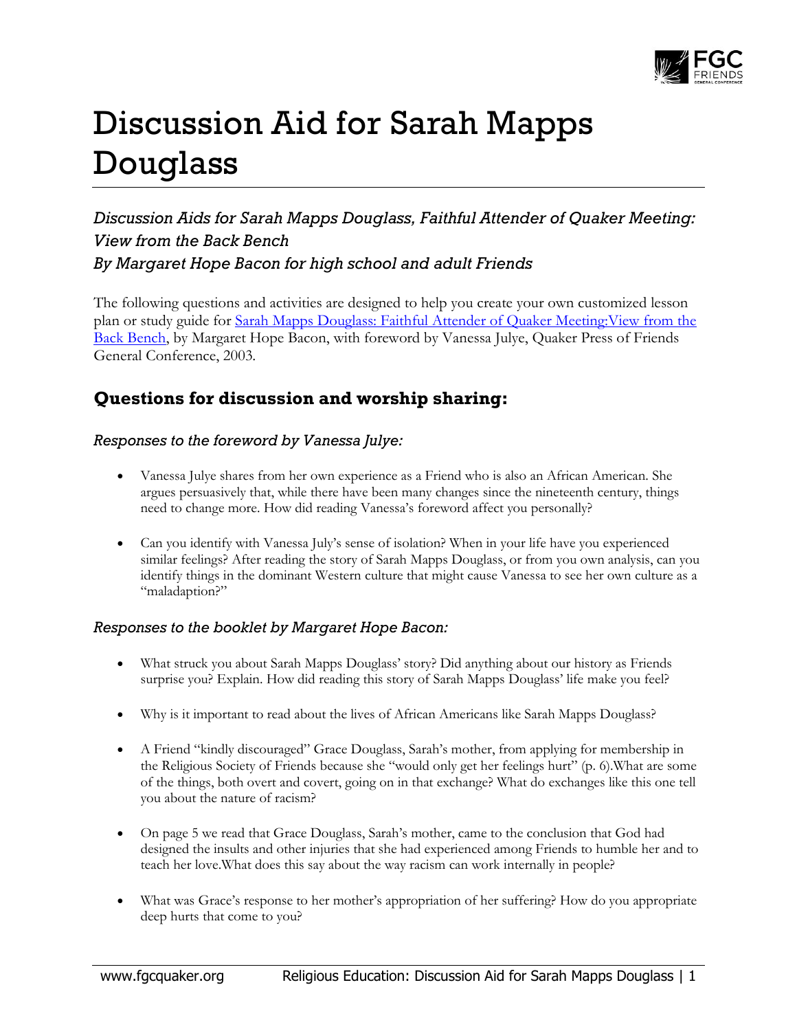# Discussion Aid for Sarah Mapps Douglass

*Discussion Aids for Sarah Mapps Douglass, Faithful Attender of Quaker Meeting: View from the Back Bench*
*By Margaret Hope Bacon for high school and adult Friends*

The following questions and activities are designed to help you create your own customized lesson plan or study guide for [Sarah Mapps Douglass: Faithful Attender of Quaker Meeting:View from the Back Bench](), by Margaret Hope Bacon, with foreword by Vanessa Julye, Quaker Press of Friends General Conference, 2003.

## Questions for discussion and worship sharing:

### *Responses to the foreword by Vanessa Julye:*

- Vanessa Julye shares from her own experience as a Friend who is also an African American. She argues persuasively that, while there have been many changes since the nineteenth century, things need to change more. How did reading Vanessa's foreword affect you personally?
- Can you identify with Vanessa July's sense of isolation? When in your life have you experienced similar feelings? After reading the story of Sarah Mapps Douglass, or from you own analysis, can you identify things in the dominant Western culture that might cause Vanessa to see her own culture as a "maladaption?"

### *Responses to the booklet by Margaret Hope Bacon:*

- What struck you about Sarah Mapps Douglass' story? Did anything about our history as Friends surprise you? Explain. How did reading this story of Sarah Mapps Douglass' life make you feel?
- Why is it important to read about the lives of African Americans like Sarah Mapps Douglass?
- A Friend "kindly discouraged" Grace Douglass, Sarah's mother, from applying for membership in the Religious Society of Friends because she "would only get her feelings hurt" (p. 6).What are some of the things, both overt and covert, going on in that exchange? What do exchanges like this one tell you about the nature of racism?
- On page 5 we read that Grace Douglass, Sarah's mother, came to the conclusion that God had designed the insults and other injuries that she had experienced among Friends to humble her and to teach her love.What does this say about the way racism can work internally in people?
- What was Grace's response to her mother's appropriation of her suffering? How do you appropriate deep hurts that come to you?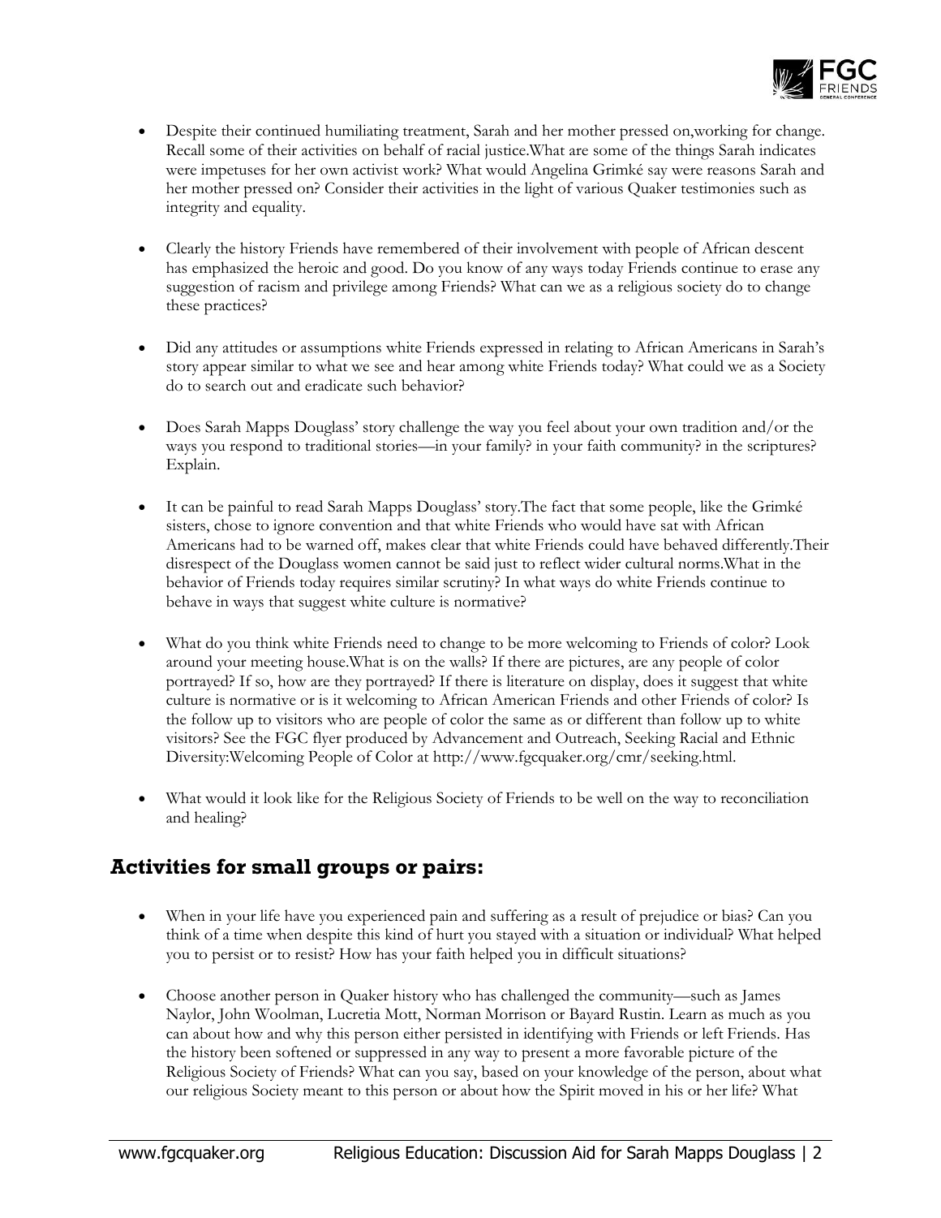- Despite their continued humiliating treatment, Sarah and her mother pressed on,working for change. Recall some of their activities on behalf of racial justice.What are some of the things Sarah indicates were impetuses for her own activist work? What would Angelina Grimké say were reasons Sarah and her mother pressed on? Consider their activities in the light of various Quaker testimonies such as integrity and equality.

- Clearly the history Friends have remembered of their involvement with people of African descent has emphasized the heroic and good. Do you know of any ways today Friends continue to erase any suggestion of racism and privilege among Friends? What can we as a religious society do to change these practices?

- Did any attitudes or assumptions white Friends expressed in relating to African Americans in Sarah's story appear similar to what we see and hear among white Friends today? What could we as a Society do to search out and eradicate such behavior?

- Does Sarah Mapps Douglass' story challenge the way you feel about your own tradition and/or the ways you respond to traditional stories—in your family? in your faith community? in the scriptures? Explain.

- It can be painful to read Sarah Mapps Douglass' story.The fact that some people, like the Grimké sisters, chose to ignore convention and that white Friends who would have sat with African Americans had to be warned off, makes clear that white Friends could have behaved differently.Their disrespect of the Douglass women cannot be said just to reflect wider cultural norms.What in the behavior of Friends today requires similar scrutiny? In what ways do white Friends continue to behave in ways that suggest white culture is normative?

- What do you think white Friends need to change to be more welcoming to Friends of color? Look around your meeting house.What is on the walls? If there are pictures, are any people of color portrayed? If so, how are they portrayed? If there is literature on display, does it suggest that white culture is normative or is it welcoming to African American Friends and other Friends of color? Is the follow up to visitors who are people of color the same as or different than follow up to white visitors? See the FGC flyer produced by Advancement and Outreach, Seeking Racial and Ethnic Diversity:Welcoming People of Color at http://www.fgcquaker.org/cmr/seeking.html.

- What would it look like for the Religious Society of Friends to be well on the way to reconciliation and healing?

## Activities for small groups or pairs:

- When in your life have you experienced pain and suffering as a result of prejudice or bias? Can you think of a time when despite this kind of hurt you stayed with a situation or individual? What helped you to persist or to resist? How has your faith helped you in difficult situations?

- Choose another person in Quaker history who has challenged the community—such as James Naylor, John Woolman, Lucretia Mott, Norman Morrison or Bayard Rustin. Learn as much as you can about how and why this person either persisted in identifying with Friends or left Friends. Has the history been softened or suppressed in any way to present a more favorable picture of the Religious Society of Friends? What can you say, based on your knowledge of the person, about what our religious Society meant to this person or about how the Spirit moved in his or her life? What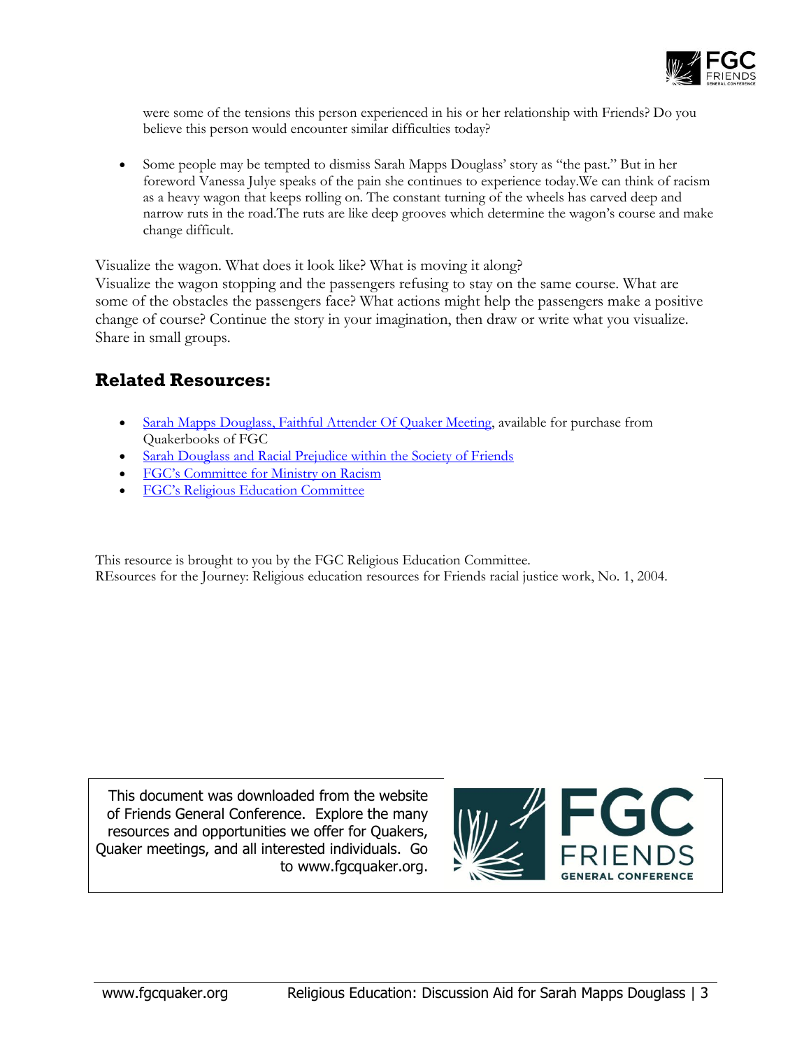were some of the tensions this person experienced in his or her relationship with Friends? Do you believe this person would encounter similar difficulties today?

- Some people may be tempted to dismiss Sarah Mapps Douglass' story as "the past." But in her foreword Vanessa Julye speaks of the pain she continues to experience today.We can think of racism as a heavy wagon that keeps rolling on. The constant turning of the wheels has carved deep and narrow ruts in the road.The ruts are like deep grooves which determine the wagon's course and make change difficult.

Visualize the wagon. What does it look like? What is moving it along?
Visualize the wagon stopping and the passengers refusing to stay on the same course. What are some of the obstacles the passengers face? What actions might help the passengers make a positive change of course? Continue the story in your imagination, then draw or write what you visualize. Share in small groups.

## Related Resources:

- Sarah Mapps Douglass, Faithful Attender Of Quaker Meeting, available for purchase from Quakerbooks of FGC
- Sarah Douglass and Racial Prejudice within the Society of Friends
- FGC's Committee for Ministry on Racism
- FGC's Religious Education Committee

This resource is brought to you by the FGC Religious Education Committee.
REsources for the Journey: Religious education resources for Friends racial justice work, No. 1, 2004.

This document was downloaded from the website of Friends General Conference. Explore the many resources and opportunities we offer for Quakers, Quaker meetings, and all interested individuals. Go to www.fgcquaker.org.

FGC FRIENDS GENERAL CONFERENCE